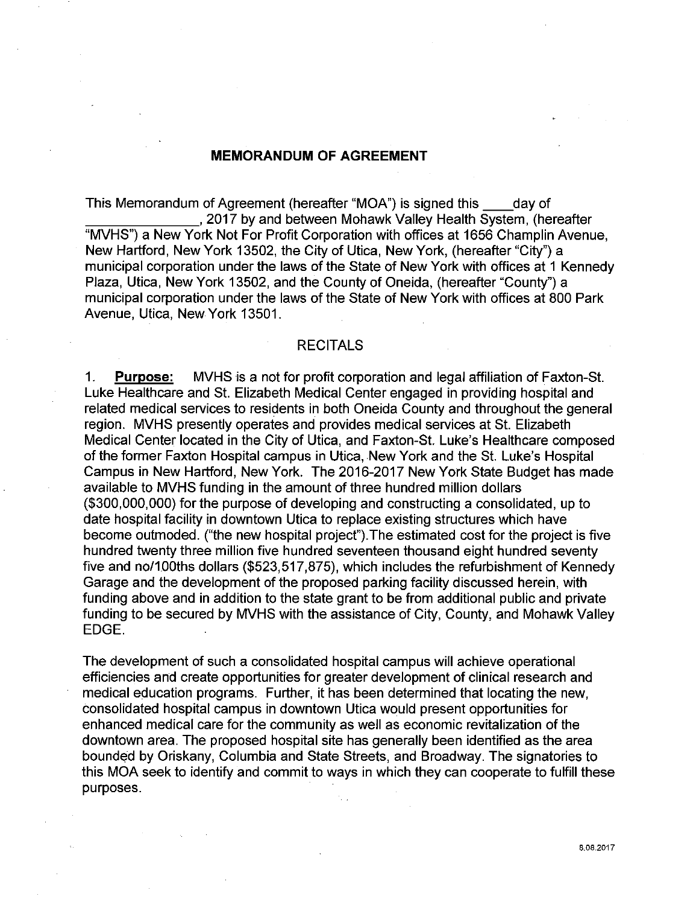# MEMORANDUM OF AGREEMENT

This Memorandum of Agreement (hereafter "MOA") is signed this ____day of _______________, 2017 by and between Mohawk Valley Health System, (hereafter "MVHS") a New York Not For Profit Corporation with offices at 1656 Champlin Avenue, New Hartford, New York 13502, the City of Utica, New York, (hereafter "City") a municipal corporation under the laws of the State of New York with offices at 1 Kennedy Plaza, Utica, New York 13502, and the County of Oneida, (hereafter "County") a municipal corporation under the laws of the State of New York with offices at 800 Park Avenue, Utica, New York 13501.

## RECITALS

1. **Purpose:** MVHS is a not for profit corporation and legal affiliation of Faxton-St. Luke Healthcare and St. Elizabeth Medical Center engaged in providing hospital and related medical services to residents in both Oneida County and throughout the general region. MVHS presently operates and provides medical services at St. Elizabeth Medical Center located in the City of Utica, and Faxton-St. Luke's Healthcare composed of the former Faxton Hospital campus in Utica, New York and the St. Luke's Hospital Campus in New Hartford, New York. The 2016-2017 New York State Budget has made available to MVHS funding in the amount of three hundred million dollars ($300,000,000) for the purpose of developing and constructing a consolidated, up to date hospital facility in downtown Utica to replace existing structures which have become outmoded. ("the new hospital project").The estimated cost for the project is five hundred twenty three million five hundred seventeen thousand eight hundred seventy five and no/100ths dollars ($523,517,875), which includes the refurbishment of Kennedy Garage and the development of the proposed parking facility discussed herein, with funding above and in addition to the state grant to be from additional public and private funding to be secured by MVHS with the assistance of City, County, and Mohawk Valley EDGE.

The development of such a consolidated hospital campus will achieve operational efficiencies and create opportunities for greater development of clinical research and medical education programs. Further, it has been determined that locating the new, consolidated hospital campus in downtown Utica would present opportunities for enhanced medical care for the community as well as economic revitalization of the downtown area. The proposed hospital site has generally been identified as the area bounded by Oriskany, Columbia and State Streets, and Broadway. The signatories to this MOA seek to identify and commit to ways in which they can cooperate to fulfill these purposes.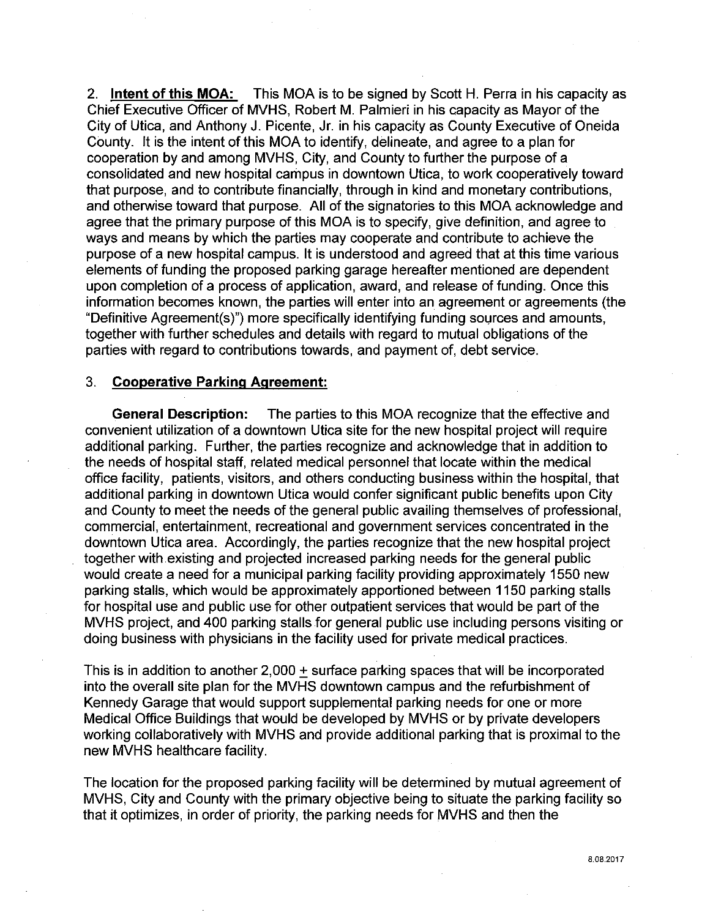2. **Intent of this MOA:** This MOA is to be signed by Scott H. Perra in his capacity as Chief Executive Officer of MVHS, Robert M. Palmieri in his capacity as Mayor of the City of Utica, and Anthony J. Picente, Jr. in his capacity as County Executive of Oneida County. It is the intent of this MOA to identify, delineate, and agree to a plan for cooperation by and among MVHS, City, and County to further the purpose of a consolidated and new hospital campus in downtown Utica, to work cooperatively toward that purpose, and to contribute financially, through in kind and monetary contributions, and otherwise toward that purpose. All of the signatories to this MOA acknowledge and agree that the primary purpose of this MOA is to specify, give definition, and agree to ways and means by which the parties may cooperate and contribute to achieve the purpose of a new hospital campus. It is understood and agreed that at this time various elements of funding the proposed parking garage hereafter mentioned are dependent upon completion of a process of application, award, and release of funding. Once this information becomes known, the parties will enter into an agreement or agreements (the "Definitive Agreement(s)") more specifically identifying funding sources and amounts, together with further schedules and details with regard to mutual obligations of the parties with regard to contributions towards, and payment of, debt service.

3. **Cooperative Parking Agreement:**

**General Description:** The parties to this MOA recognize that the effective and convenient utilization of a downtown Utica site for the new hospital project will require additional parking. Further, the parties recognize and acknowledge that in addition to the needs of hospital staff, related medical personnel that locate within the medical office facility, patients, visitors, and others conducting business within the hospital, that additional parking in downtown Utica would confer significant public benefits upon City and County to meet the needs of the general public availing themselves of professional, commercial, entertainment, recreational and government services concentrated in the downtown Utica area. Accordingly, the parties recognize that the new hospital project together with existing and projected increased parking needs for the general public would create a need for a municipal parking facility providing approximately 1550 new parking stalls, which would be approximately apportioned between 1150 parking stalls for hospital use and public use for other outpatient services that would be part of the MVHS project, and 400 parking stalls for general public use including persons visiting or doing business with physicians in the facility used for private medical practices.

This is in addition to another 2,000 ± surface parking spaces that will be incorporated into the overall site plan for the MVHS downtown campus and the refurbishment of Kennedy Garage that would support supplemental parking needs for one or more Medical Office Buildings that would be developed by MVHS or by private developers working collaboratively with MVHS and provide additional parking that is proximal to the new MVHS healthcare facility.

The location for the proposed parking facility will be determined by mutual agreement of MVHS, City and County with the primary objective being to situate the parking facility so that it optimizes, in order of priority, the parking needs for MVHS and then the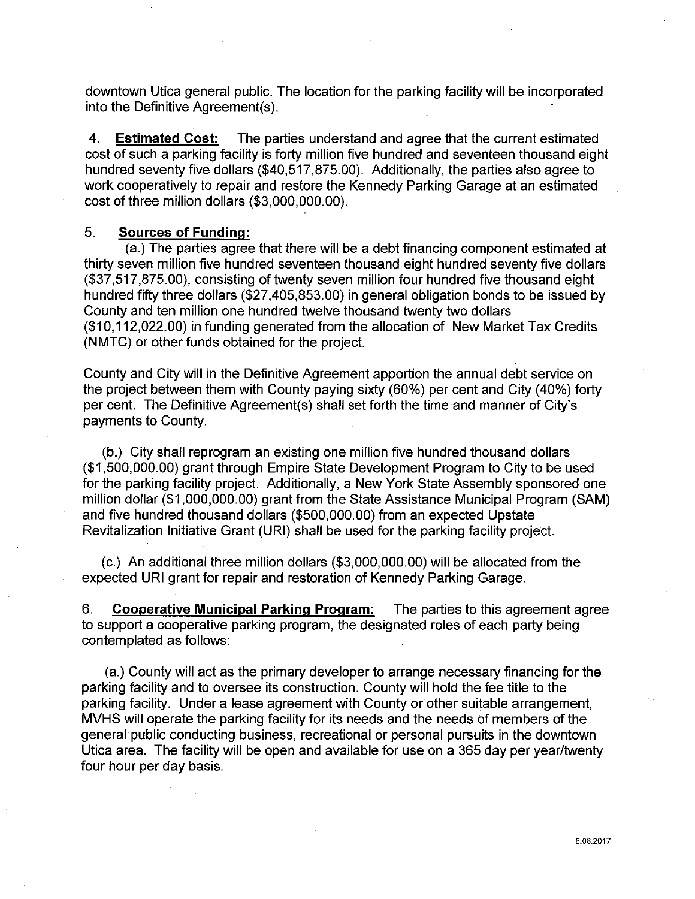downtown Utica general public. The location for the parking facility will be incorporated into the Definitive Agreement(s).

4. **Estimated Cost:** The parties understand and agree that the current estimated cost of such a parking facility is forty million five hundred and seventeen thousand eight hundred seventy five dollars ($40,517,875.00). Additionally, the parties also agree to work cooperatively to repair and restore the Kennedy Parking Garage at an estimated cost of three million dollars ($3,000,000.00).

5. **Sources of Funding:**

(a.) The parties agree that there will be a debt financing component estimated at thirty seven million five hundred seventeen thousand eight hundred seventy five dollars ($37,517,875.00), consisting of twenty seven million four hundred five thousand eight hundred fifty three dollars ($27,405,853.00) in general obligation bonds to be issued by County and ten million one hundred twelve thousand twenty two dollars ($10,112,022.00) in funding generated from the allocation of New Market Tax Credits (NMTC) or other funds obtained for the project.

County and City will in the Definitive Agreement apportion the annual debt service on the project between them with County paying sixty (60%) per cent and City (40%) forty per cent. The Definitive Agreement(s) shall set forth the time and manner of City's payments to County.

(b.) City shall reprogram an existing one million five hundred thousand dollars ($1,500,000.00) grant through Empire State Development Program to City to be used for the parking facility project. Additionally, a New York State Assembly sponsored one million dollar ($1,000,000.00) grant from the State Assistance Municipal Program (SAM) and five hundred thousand dollars ($500,000.00) from an expected Upstate Revitalization Initiative Grant (URI) shall be used for the parking facility project.

(c.) An additional three million dollars ($3,000,000.00) will be allocated from the expected URI grant for repair and restoration of Kennedy Parking Garage.

6. **Cooperative Municipal Parking Program:** The parties to this agreement agree to support a cooperative parking program, the designated roles of each party being contemplated as follows:

(a.) County will act as the primary developer to arrange necessary financing for the parking facility and to oversee its construction. County will hold the fee title to the parking facility. Under a lease agreement with County or other suitable arrangement, MVHS will operate the parking facility for its needs and the needs of members of the general public conducting business, recreational or personal pursuits in the downtown Utica area. The facility will be open and available for use on a 365 day per year/twenty four hour per day basis.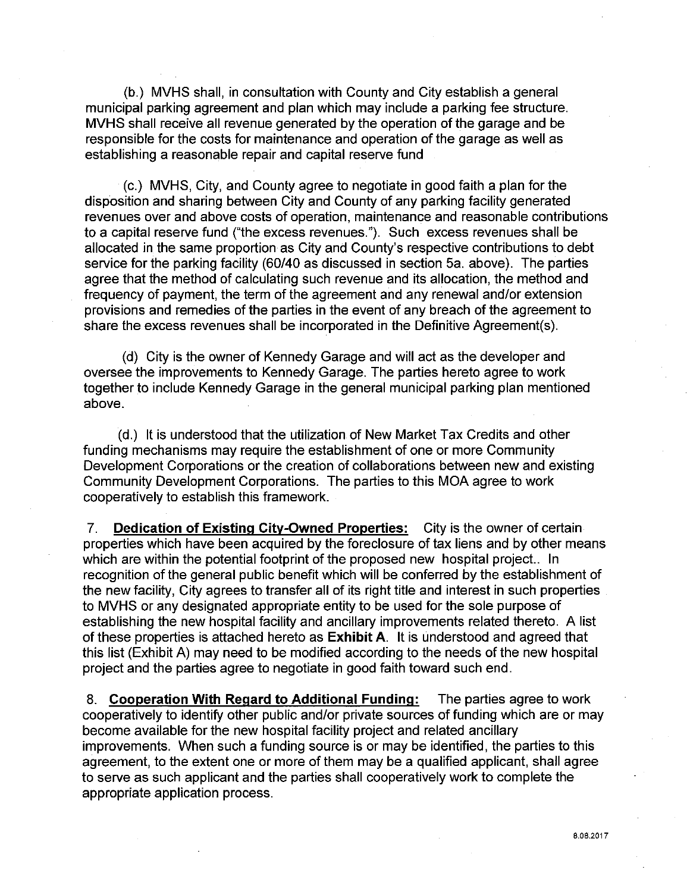(b.) MVHS shall, in consultation with County and City establish a general municipal parking agreement and plan which may include a parking fee structure. MVHS shall receive all revenue generated by the operation of the garage and be responsible for the costs for maintenance and operation of the garage as well as establishing a reasonable repair and capital reserve fund

(c.) MVHS, City, and County agree to negotiate in good faith a plan for the disposition and sharing between City and County of any parking facility generated revenues over and above costs of operation, maintenance and reasonable contributions to a capital reserve fund ("the excess revenues."). Such excess revenues shall be allocated in the same proportion as City and County's respective contributions to debt service for the parking facility (60/40 as discussed in section 5a. above). The parties agree that the method of calculating such revenue and its allocation, the method and frequency of payment, the term of the agreement and any renewal and/or extension provisions and remedies of the parties in the event of any breach of the agreement to share the excess revenues shall be incorporated in the Definitive Agreement(s).

(d) City is the owner of Kennedy Garage and will act as the developer and oversee the improvements to Kennedy Garage. The parties hereto agree to work together to include Kennedy Garage in the general municipal parking plan mentioned above.

(d.) It is understood that the utilization of New Market Tax Credits and other funding mechanisms may require the establishment of one or more Community Development Corporations or the creation of collaborations between new and existing Community Development Corporations. The parties to this MOA agree to work cooperatively to establish this framework.

7. **Dedication of Existing City-Owned Properties:** City is the owner of certain properties which have been acquired by the foreclosure of tax liens and by other means which are within the potential footprint of the proposed new hospital project.. In recognition of the general public benefit which will be conferred by the establishment of the new facility, City agrees to transfer all of its right title and interest in such properties to MVHS or any designated appropriate entity to be used for the sole purpose of establishing the new hospital facility and ancillary improvements related thereto. A list of these properties is attached hereto as **Exhibit A**. It is understood and agreed that this list (Exhibit A) may need to be modified according to the needs of the new hospital project and the parties agree to negotiate in good faith toward such end.

8. **Cooperation With Regard to Additional Funding:** The parties agree to work cooperatively to identify other public and/or private sources of funding which are or may become available for the new hospital facility project and related ancillary improvements. When such a funding source is or may be identified, the parties to this agreement, to the extent one or more of them may be a qualified applicant, shall agree to serve as such applicant and the parties shall cooperatively work to complete the appropriate application process.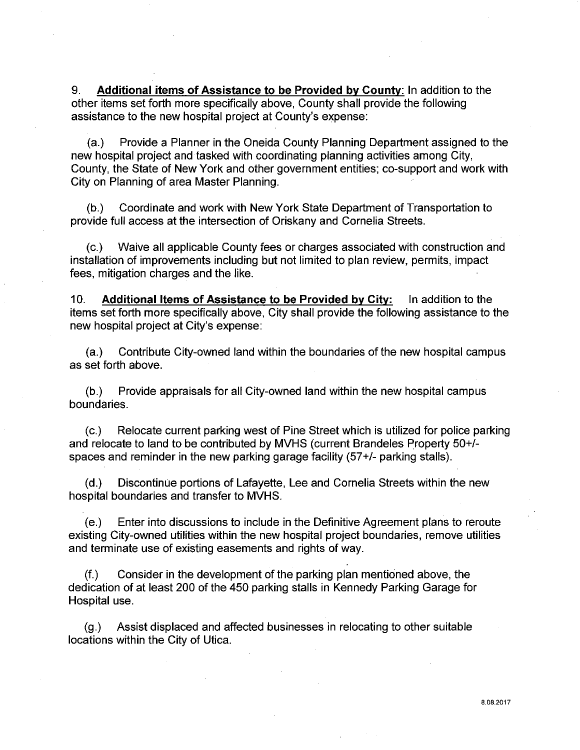9. **Additional items of Assistance to be Provided by County:** In addition to the other items set forth more specifically above, County shall provide the following assistance to the new hospital project at County's expense:

(a.) Provide a Planner in the Oneida County Planning Department assigned to the new hospital project and tasked with coordinating planning activities among City, County, the State of New York and other government entities; co-support and work with City on Planning of area Master Planning.

(b.) Coordinate and work with New York State Department of Transportation to provide full access at the intersection of Oriskany and Cornelia Streets.

(c.) Waive all applicable County fees or charges associated with construction and installation of improvements including but not limited to plan review, permits, impact fees, mitigation charges and the like.

10. **Additional Items of Assistance to be Provided by City:** In addition to the items set forth more specifically above, City shall provide the following assistance to the new hospital project at City's expense:

(a.) Contribute City-owned land within the boundaries of the new hospital campus as set forth above.

(b.) Provide appraisals for all City-owned land within the new hospital campus boundaries.

(c.) Relocate current parking west of Pine Street which is utilized for police parking and relocate to land to be contributed by MVHS (current Brandeles Property 50+/- spaces and reminder in the new parking garage facility (57+/- parking stalls).

(d.) Discontinue portions of Lafayette, Lee and Cornelia Streets within the new hospital boundaries and transfer to MVHS.

(e.) Enter into discussions to include in the Definitive Agreement plans to reroute existing City-owned utilities within the new hospital project boundaries, remove utilities and terminate use of existing easements and rights of way.

(f.) Consider in the development of the parking plan mentioned above, the dedication of at least 200 of the 450 parking stalls in Kennedy Parking Garage for Hospital use.

(g.) Assist displaced and affected businesses in relocating to other suitable locations within the City of Utica.

8.08.2017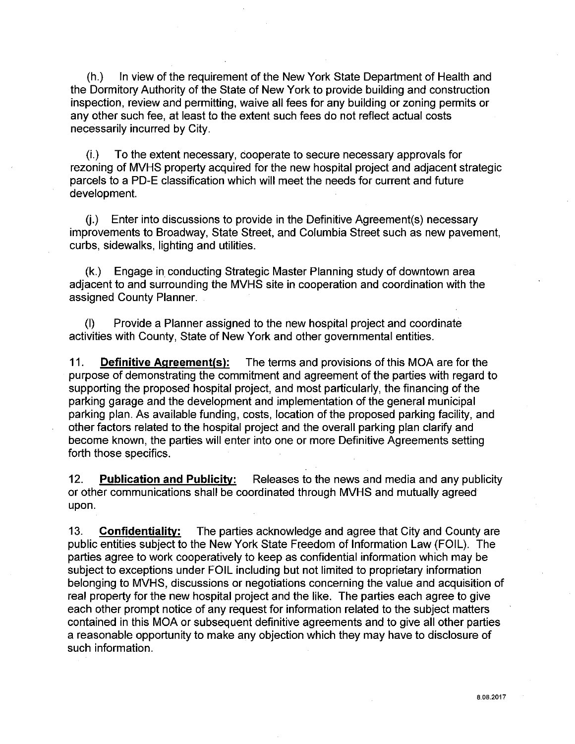(h.) In view of the requirement of the New York State Department of Health and the Dormitory Authority of the State of New York to provide building and construction inspection, review and permitting, waive all fees for any building or zoning permits or any other such fee, at least to the extent such fees do not reflect actual costs necessarily incurred by City.

(i.) To the extent necessary, cooperate to secure necessary approvals for rezoning of MVHS property acquired for the new hospital project and adjacent strategic parcels to a PD-E classification which will meet the needs for current and future development.

(j.) Enter into discussions to provide in the Definitive Agreement(s) necessary improvements to Broadway, State Street, and Columbia Street such as new pavement, curbs, sidewalks, lighting and utilities.

(k.) Engage in conducting Strategic Master Planning study of downtown area adjacent to and surrounding the MVHS site in cooperation and coordination with the assigned County Planner.

(l) Provide a Planner assigned to the new hospital project and coordinate activities with County, State of New York and other governmental entities.

11. **Definitive Agreement(s):** The terms and provisions of this MOA are for the purpose of demonstrating the commitment and agreement of the parties with regard to supporting the proposed hospital project, and most particularly, the financing of the parking garage and the development and implementation of the general municipal parking plan. As available funding, costs, location of the proposed parking facility, and other factors related to the hospital project and the overall parking plan clarify and become known, the parties will enter into one or more Definitive Agreements setting forth those specifics.

12. **Publication and Publicity:** Releases to the news and media and any publicity or other communications shall be coordinated through MVHS and mutually agreed upon.

13. **Confidentiality:** The parties acknowledge and agree that City and County are public entities subject to the New York State Freedom of Information Law (FOIL). The parties agree to work cooperatively to keep as confidential information which may be subject to exceptions under FOIL including but not limited to proprietary information belonging to MVHS, discussions or negotiations concerning the value and acquisition of real property for the new hospital project and the like. The parties each agree to give each other prompt notice of any request for information related to the subject matters contained in this MOA or subsequent definitive agreements and to give all other parties a reasonable opportunity to make any objection which they may have to disclosure of such information.

8.08.2017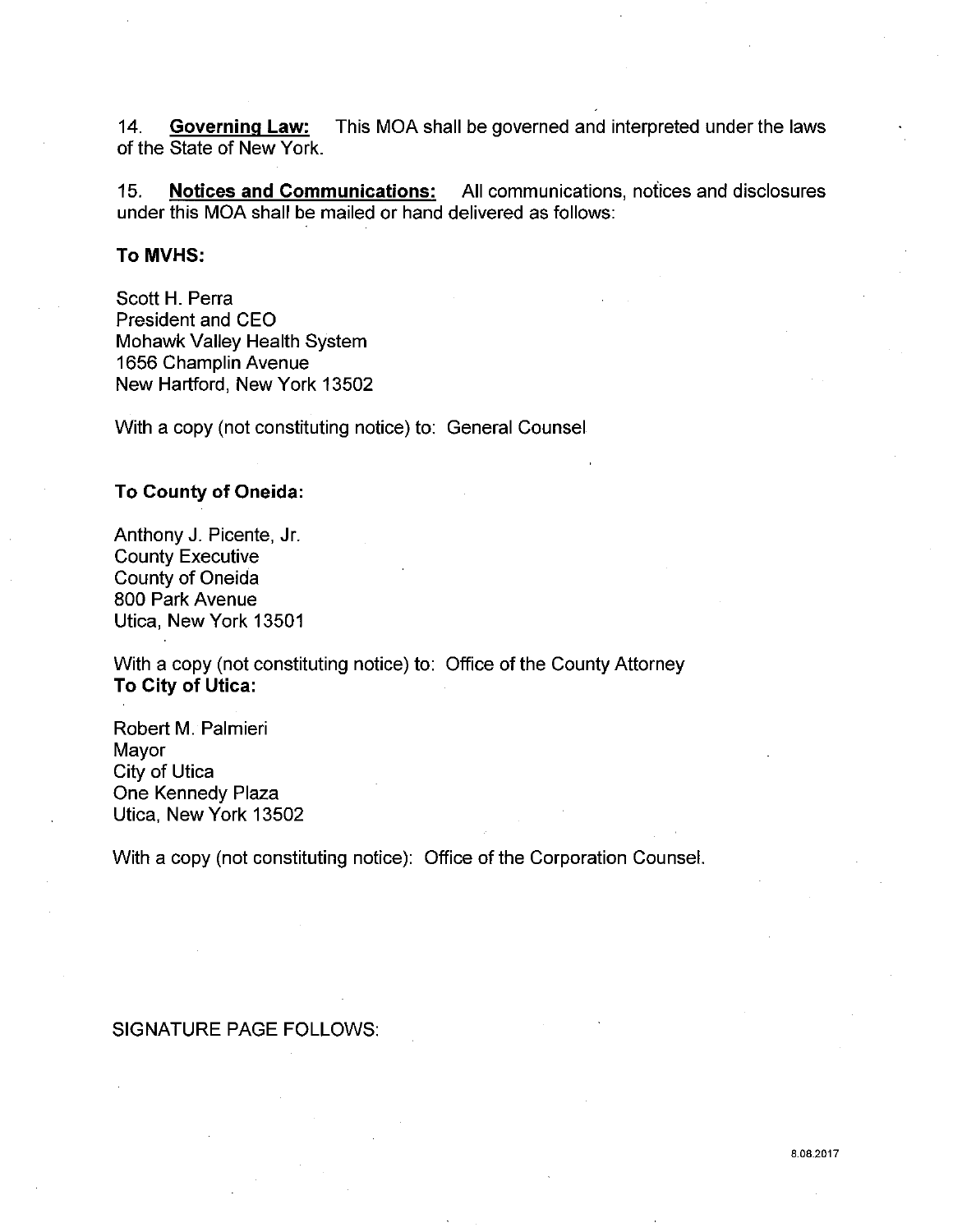14. **Governing Law:** This MOA shall be governed and interpreted under the laws of the State of New York.

15. **Notices and Communications:** All communications, notices and disclosures under this MOA shall be mailed or hand delivered as follows:

**To MVHS:**

Scott H. Perra
President and CEO
Mohawk Valley Health System
1656 Champlin Avenue
New Hartford, New York 13502

With a copy (not constituting notice) to: General Counsel

**To County of Oneida:**

Anthony J. Picente, Jr.
County Executive
County of Oneida
800 Park Avenue
Utica, New York 13501

With a copy (not constituting notice) to: Office of the County Attorney

**To City of Utica:**

Robert M. Palmieri
Mayor
City of Utica
One Kennedy Plaza
Utica, New York 13502

With a copy (not constituting notice): Office of the Corporation Counsel.

SIGNATURE PAGE FOLLOWS:

8.08.2017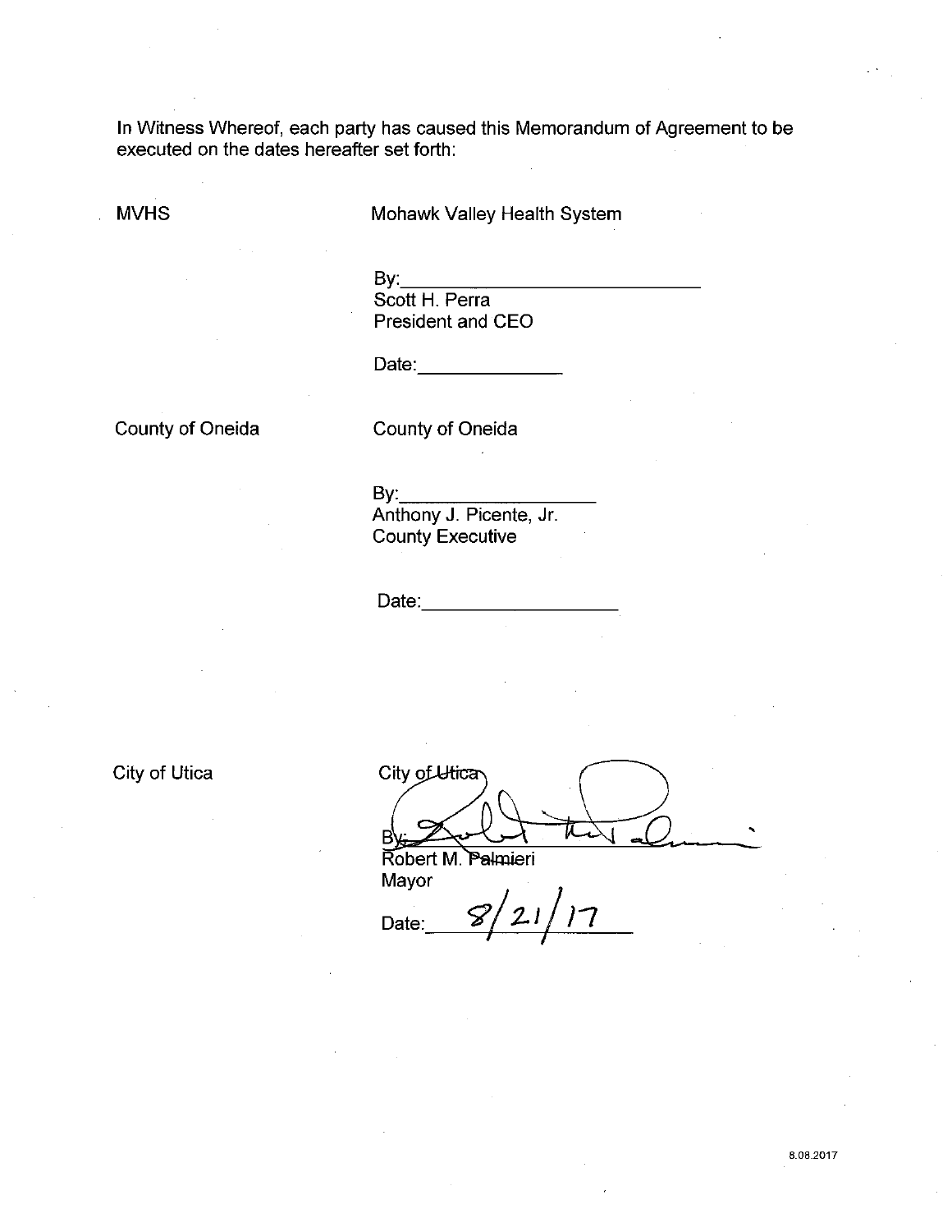In Witness Whereof, each party has caused this Memorandum of Agreement to be executed on the dates hereafter set forth:

MVHS

Mohawk Valley Health System

By:______________________________
Scott H. Perra
President and CEO

Date:______________

County of Oneida

County of Oneida

By:____________________
Anthony J. Picente, Jr.
County Executive

Date:__________________

City of Utica

City of Utica

By:______________________________
Robert M. Palmieri
Mayor

Date: 8/21/17

8.08.2017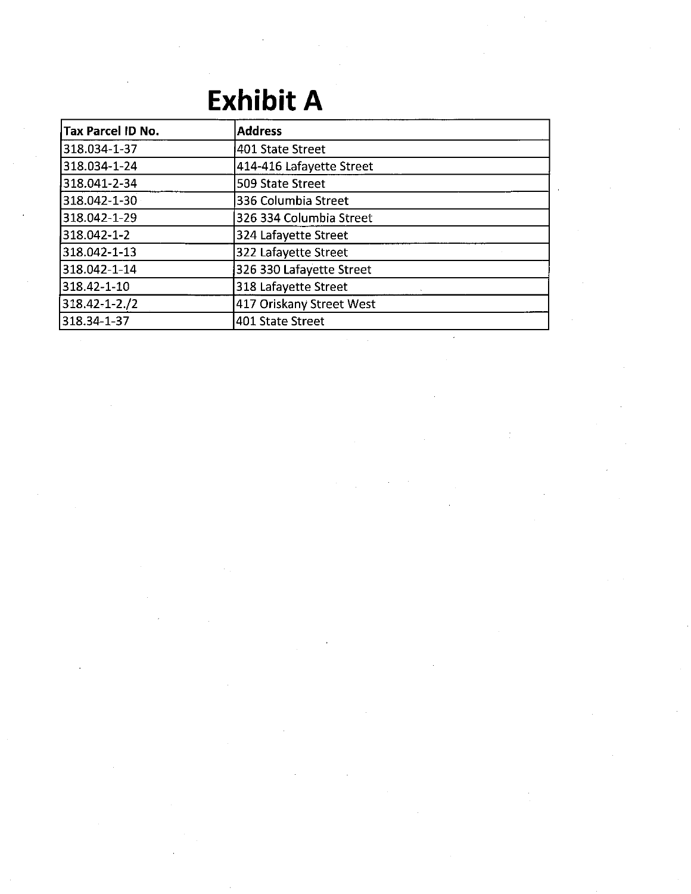# Exhibit A

| Tax Parcel ID No. | Address |
|---|---|
| 318.034-1-37 | 401 State Street |
| 318.034-1-24 | 414-416 Lafayette Street |
| 318.041-2-34 | 509 State Street |
| 318.042-1-30 | 336 Columbia Street |
| 318.042-1-29 | 326 334 Columbia Street |
| 318.042-1-2 | 324 Lafayette Street |
| 318.042-1-13 | 322 Lafayette Street |
| 318.042-1-14 | 326 330 Lafayette Street |
| 318.42-1-10 | 318 Lafayette Street |
| 318.42-1-2./2 | 417 Oriskany Street West |
| 318.34-1-37 | 401 State Street |